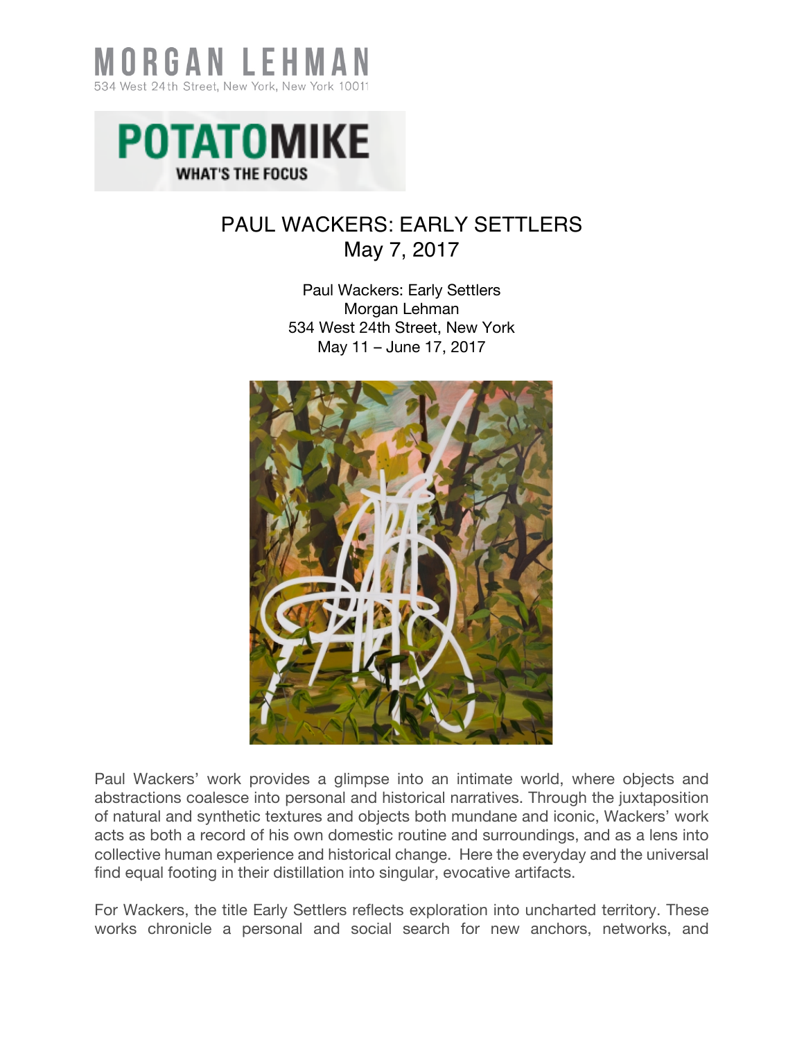MORGAN LEHMAN
534 West 24th Street, New York, New York 10011

POTATOMIKE
WHAT'S THE FOCUS

# PAUL WACKERS: EARLY SETTLERS
May 7, 2017

Paul Wackers: Early Settlers
Morgan Lehman
534 West 24th Street, New York
May 11 – June 17, 2017

Paul Wackers' work provides a glimpse into an intimate world, where objects and abstractions coalesce into personal and historical narratives. Through the juxtaposition of natural and synthetic textures and objects both mundane and iconic, Wackers' work acts as both a record of his own domestic routine and surroundings, and as a lens into collective human experience and historical change. Here the everyday and the universal find equal footing in their distillation into singular, evocative artifacts.

For Wackers, the title Early Settlers reflects exploration into uncharted territory. These works chronicle a personal and social search for new anchors, networks, and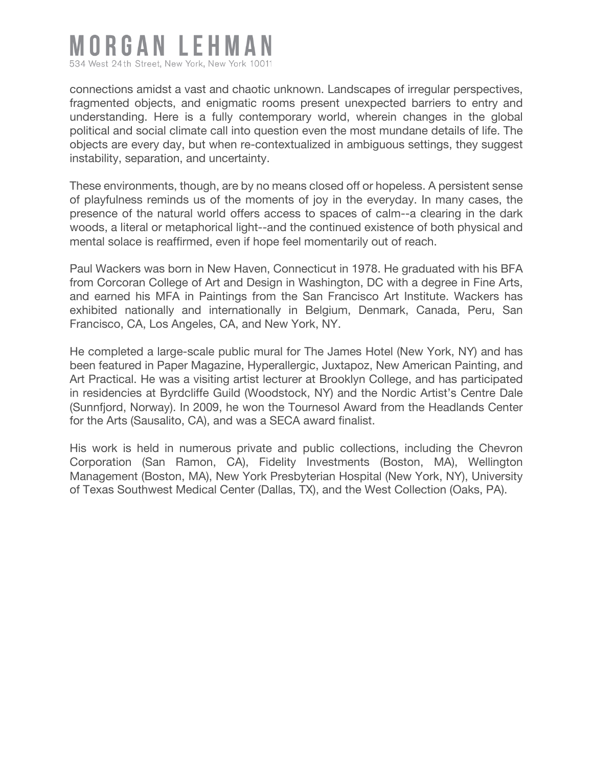connections amidst a vast and chaotic unknown. Landscapes of irregular perspectives, fragmented objects, and enigmatic rooms present unexpected barriers to entry and understanding. Here is a fully contemporary world, wherein changes in the global political and social climate call into question even the most mundane details of life. The objects are every day, but when re-contextualized in ambiguous settings, they suggest instability, separation, and uncertainty.

These environments, though, are by no means closed off or hopeless. A persistent sense of playfulness reminds us of the moments of joy in the everyday. In many cases, the presence of the natural world offers access to spaces of calm--a clearing in the dark woods, a literal or metaphorical light--and the continued existence of both physical and mental solace is reaffirmed, even if hope feel momentarily out of reach.

Paul Wackers was born in New Haven, Connecticut in 1978. He graduated with his BFA from Corcoran College of Art and Design in Washington, DC with a degree in Fine Arts, and earned his MFA in Paintings from the San Francisco Art Institute. Wackers has exhibited nationally and internationally in Belgium, Denmark, Canada, Peru, San Francisco, CA, Los Angeles, CA, and New York, NY.

He completed a large-scale public mural for The James Hotel (New York, NY) and has been featured in Paper Magazine, Hyperallergic, Juxtapoz, New American Painting, and Art Practical. He was a visiting artist lecturer at Brooklyn College, and has participated in residencies at Byrdcliffe Guild (Woodstock, NY) and the Nordic Artist's Centre Dale (Sunnfjord, Norway). In 2009, he won the Tournesol Award from the Headlands Center for the Arts (Sausalito, CA), and was a SECA award finalist.

His work is held in numerous private and public collections, including the Chevron Corporation (San Ramon, CA), Fidelity Investments (Boston, MA), Wellington Management (Boston, MA), New York Presbyterian Hospital (New York, NY), University of Texas Southwest Medical Center (Dallas, TX), and the West Collection (Oaks, PA).